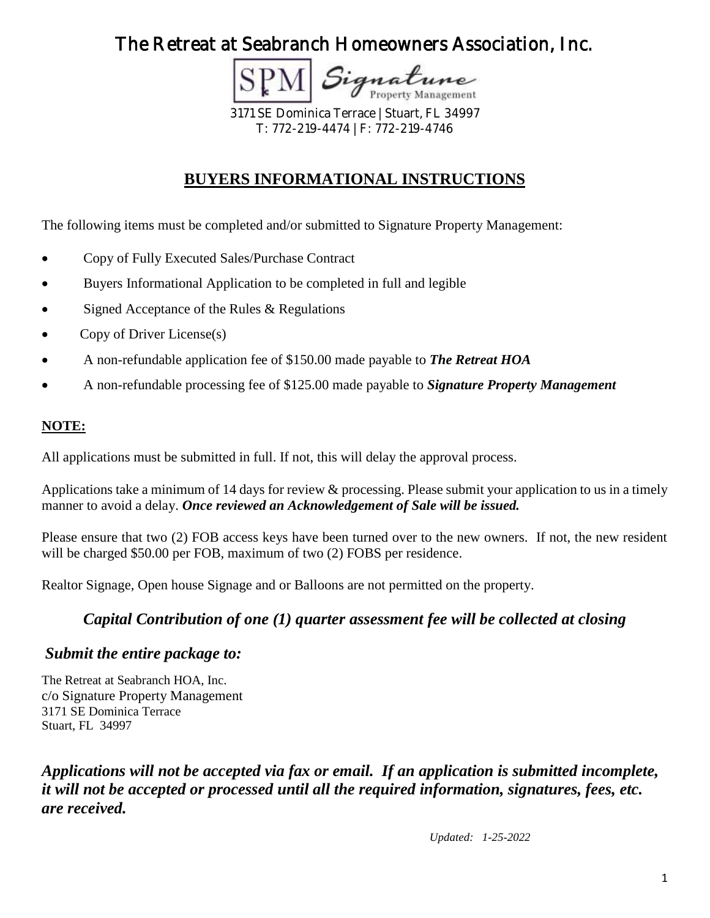# The Retreat at Seabranch Homeowners Association, Inc.

SPM Signature Property Management

3171 SE Dominica Terrace | Stuart, FL 34997
T: 772-219-4474 | F: 772-219-4746

## BUYERS INFORMATIONAL INSTRUCTIONS

The following items must be completed and/or submitted to Signature Property Management:

- Copy of Fully Executed Sales/Purchase Contract
- Buyers Informational Application to be completed in full and legible
- Signed Acceptance of the Rules & Regulations
- Copy of Driver License(s)
- A non-refundable application fee of $150.00 made payable to ***The Retreat HOA***
- A non-refundable processing fee of $125.00 made payable to ***Signature Property Management***

**NOTE:**

All applications must be submitted in full. If not, this will delay the approval process.

Applications take a minimum of 14 days for review & processing. Please submit your application to us in a timely manner to avoid a delay. ***Once reviewed an Acknowledgement of Sale will be issued.***

Please ensure that two (2) FOB access keys have been turned over to the new owners. If not, the new resident will be charged $50.00 per FOB, maximum of two (2) FOBS per residence.

Realtor Signage, Open house Signage and or Balloons are not permitted on the property.

***Capital Contribution of one (1) quarter assessment fee will be collected at closing***

***Submit the entire package to:***

The Retreat at Seabranch HOA, Inc.
c/o Signature Property Management
3171 SE Dominica Terrace
Stuart, FL 34997

***Applications will not be accepted via fax or email. If an application is submitted incomplete, it will not be accepted or processed until all the required information, signatures, fees, etc. are received.***

*Updated: 1-25-2022*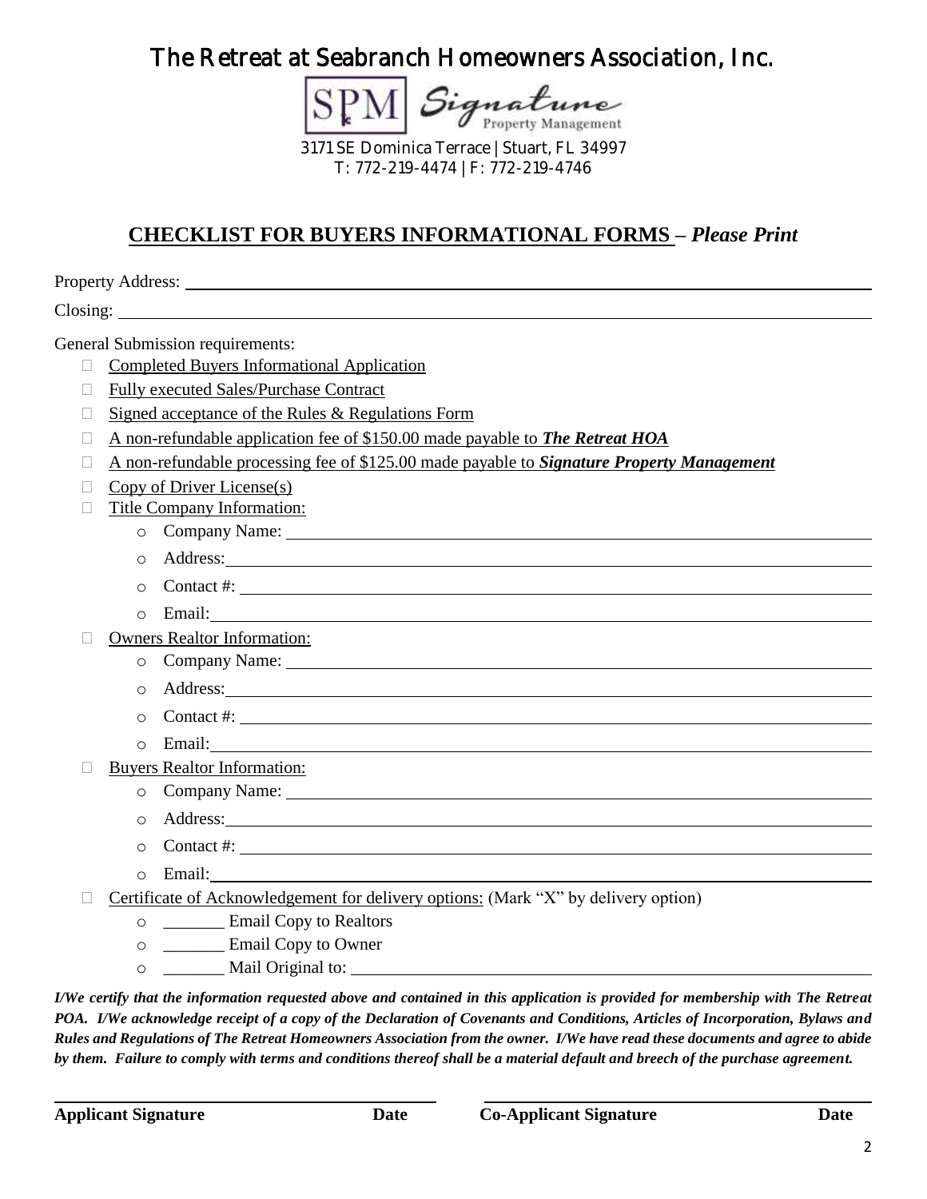# The Retreat at Seabranch Homeowners Association, Inc.

SPM Signature Property Management

3171 SE Dominica Terrace | Stuart, FL 34997
T: 772-219-4474 | F: 772-219-4746

## CHECKLIST FOR BUYERS INFORMATIONAL FORMS – *Please Print*

Property Address: ______________________________________________

Closing: ______________________________________________

General Submission requirements:

- ☐ Completed Buyers Informational Application
- ☐ Fully executed Sales/Purchase Contract
- ☐ Signed acceptance of the Rules & Regulations Form
- ☐ A non-refundable application fee of $150.00 made payable to ***The Retreat HOA***
- ☐ A non-refundable processing fee of $125.00 made payable to ***Signature Property Management***
- ☐ Copy of Driver License(s)
- ☐ Title Company Information:
  - Company Name: ______________________________________________
  - Address: ______________________________________________
  - Contact #: ______________________________________________
  - Email: ______________________________________________
- ☐ Owners Realtor Information:
  - Company Name: ______________________________________________
  - Address: ______________________________________________
  - Contact #: ______________________________________________
  - Email: ______________________________________________
- ☐ Buyers Realtor Information:
  - Company Name: ______________________________________________
  - Address: ______________________________________________
  - Contact #: ______________________________________________
  - Email: ______________________________________________
- ☐ Certificate of Acknowledgement for delivery options: (Mark "X" by delivery option)
  - _______ Email Copy to Realtors
  - _______ Email Copy to Owner
  - _______ Mail Original to: ______________________________________________

***I/We certify that the information requested above and contained in this application is provided for membership with The Retreat POA. I/We acknowledge receipt of a copy of the Declaration of Covenants and Conditions, Articles of Incorporation, Bylaws and Rules and Regulations of The Retreat Homeowners Association from the owner. I/We have read these documents and agree to abide by them. Failure to comply with terms and conditions thereof shall be a material default and breech of the purchase agreement.***

______________________________ ______________________________

**Applicant Signature** **Date** **Co-Applicant Signature** **Date**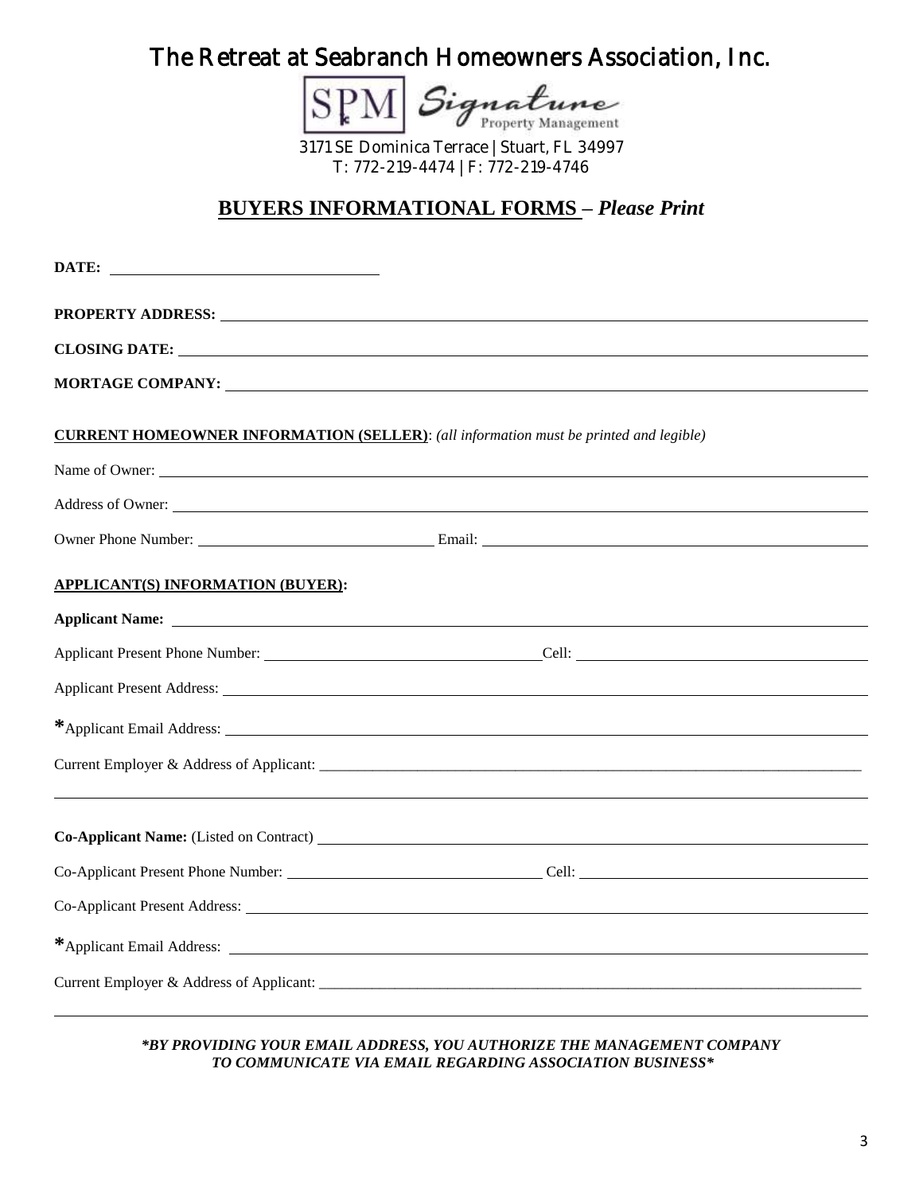# The Retreat at Seabranch Homeowners Association, Inc.

SPM Signature Property Management

3171 SE Dominica Terrace | Stuart, FL 34997
T: 772-219-4474 | F: 772-219-4746

## BUYERS INFORMATIONAL FORMS – *Please Print*

**DATE:** ______________________________

**PROPERTY ADDRESS:** ______________________________

**CLOSING DATE:** ______________________________

**MORTAGE COMPANY:** ______________________________

**CURRENT HOMEOWNER INFORMATION (SELLER)**: *(all information must be printed and legible)*

Name of Owner: ______________________________

Address of Owner: ______________________________

Owner Phone Number: ______________________________ Email: ______________________________

**APPLICANT(S) INFORMATION (BUYER):**

**Applicant Name:** ______________________________

Applicant Present Phone Number: ______________________________ Cell: ______________________________

Applicant Present Address: ______________________________

*Applicant Email Address: ______________________________

Current Employer & Address of Applicant: ______________________________

______________________________

**Co-Applicant Name:** (Listed on Contract) ______________________________

Co-Applicant Present Phone Number: ______________________________ Cell: ______________________________

Co-Applicant Present Address: ______________________________

*Applicant Email Address: ______________________________

Current Employer & Address of Applicant: ______________________________

______________________________

***BY PROVIDING YOUR EMAIL ADDRESS, YOU AUTHORIZE THE MANAGEMENT COMPANY TO COMMUNICATE VIA EMAIL REGARDING ASSOCIATION BUSINESS***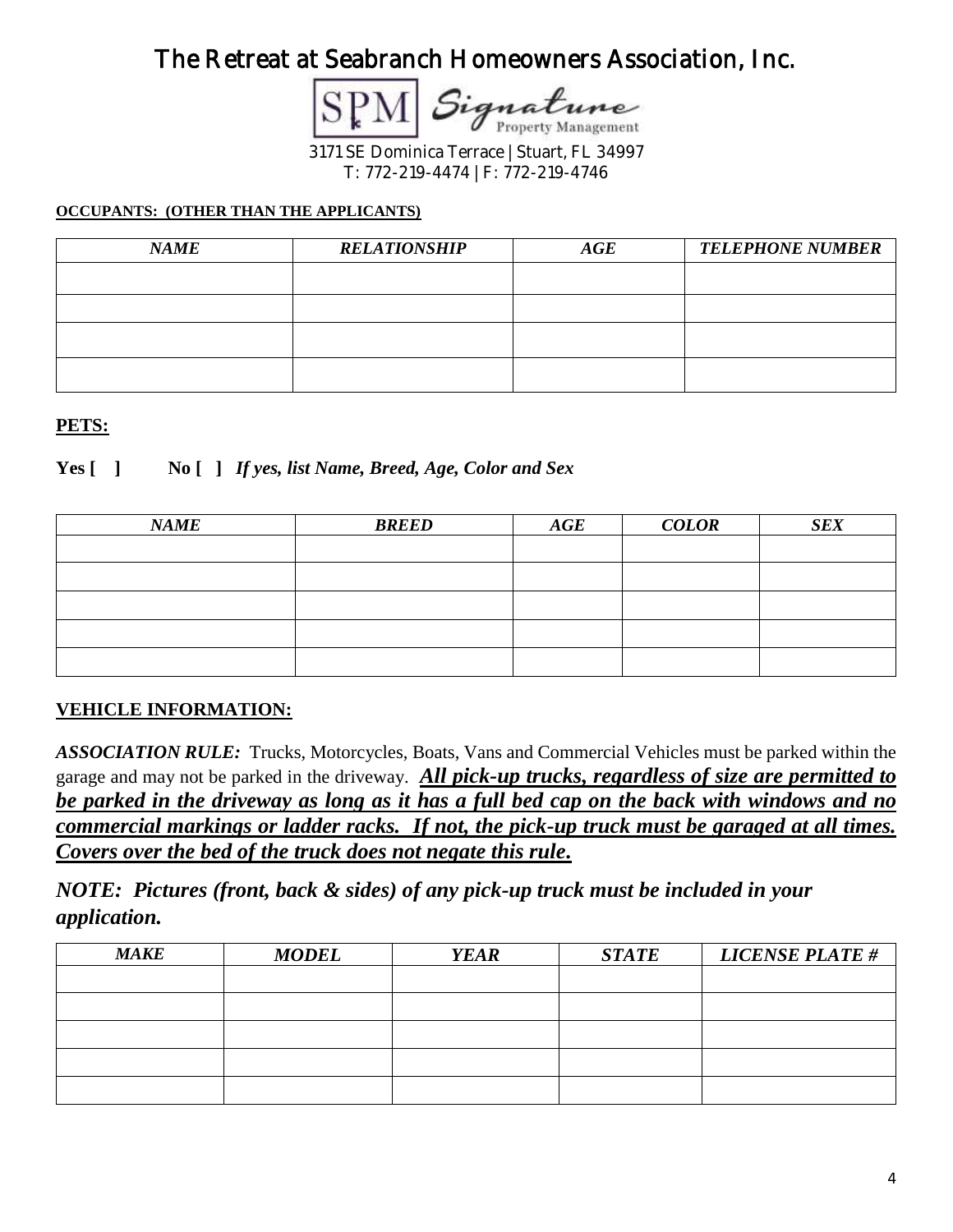# The Retreat at Seabranch Homeowners Association, Inc.

SPM Signature Property Management

3171 SE Dominica Terrace | Stuart, FL 34997
T: 772-219-4474 | F: 772-219-4746

**OCCUPANTS: (OTHER THAN THE APPLICANTS)**

| *NAME* | *RELATIONSHIP* | *AGE* | *TELEPHONE NUMBER* |
|---|---|---|---|
| | | | |
| | | | |
| | | | |
| | | | |

**PETS:**

**Yes [ ]  No [ ]** ***If yes, list Name, Breed, Age, Color and Sex***

| *NAME* | *BREED* | *AGE* | *COLOR* | *SEX* |
|---|---|---|---|---|
| | | | | |
| | | | | |
| | | | | |
| | | | | |
| | | | | |

**VEHICLE INFORMATION:**

***ASSOCIATION RULE:*** Trucks, Motorcycles, Boats, Vans and Commercial Vehicles must be parked within the garage and may not be parked in the driveway. ***All pick-up trucks, regardless of size are permitted to be parked in the driveway as long as it has a full bed cap on the back with windows and no commercial markings or ladder racks. If not, the pick-up truck must be garaged at all times. Covers over the bed of the truck does not negate this rule.***

***NOTE: Pictures (front, back & sides) of any pick-up truck must be included in your application.***

| *MAKE* | *MODEL* | *YEAR* | *STATE* | *LICENSE PLATE #* |
|---|---|---|---|---|
| | | | | |
| | | | | |
| | | | | |
| | | | | |
| | | | | |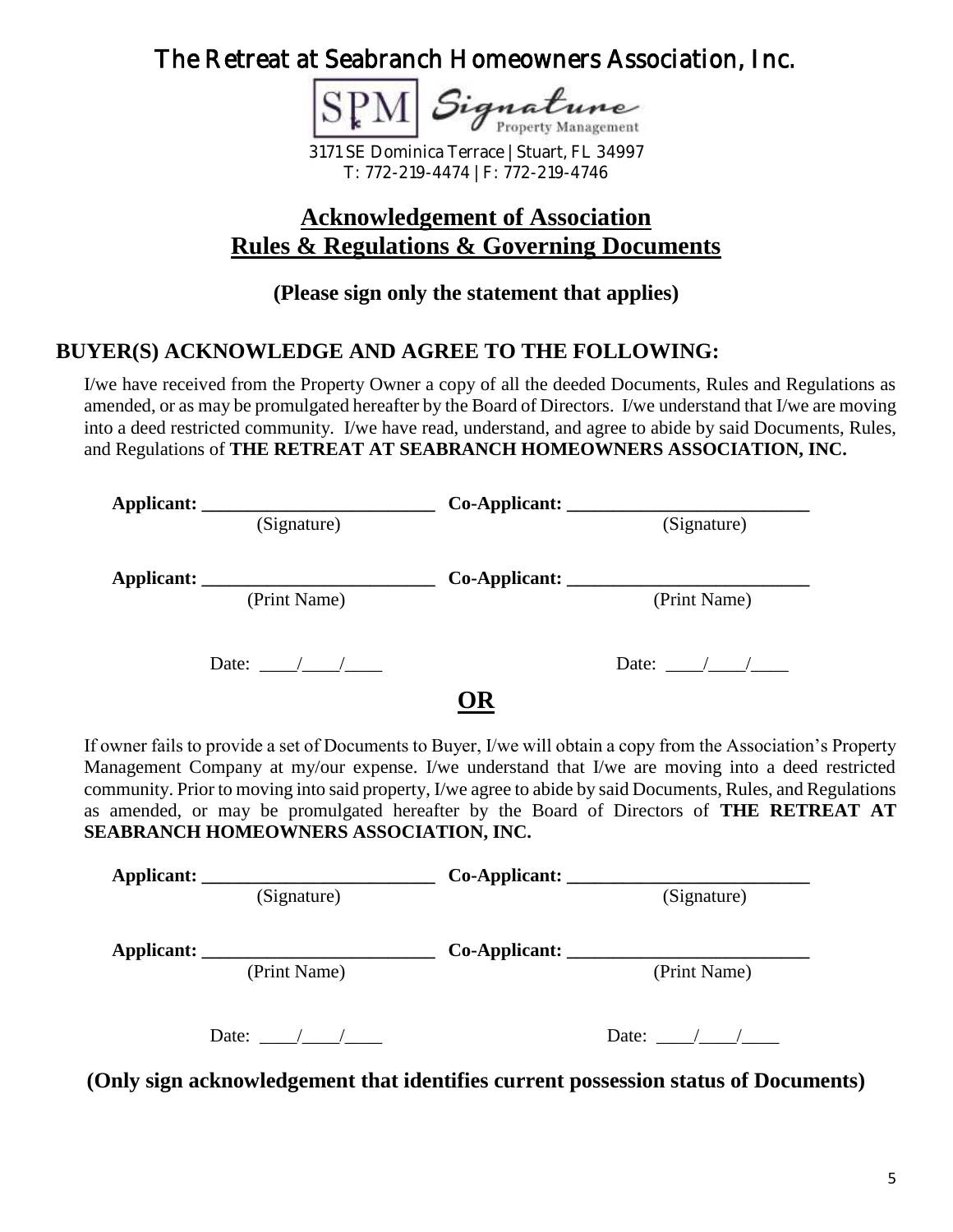# The Retreat at Seabranch Homeowners Association, Inc.

SPM Signature Property Management

3171 SE Dominica Terrace | Stuart, FL 34997
T: 772-219-4474 | F: 772-219-4746

## Acknowledgement of Association Rules & Regulations & Governing Documents

**(Please sign only the statement that applies)**

### BUYER(S) ACKNOWLEDGE AND AGREE TO THE FOLLOWING:

I/we have received from the Property Owner a copy of all the deeded Documents, Rules and Regulations as amended, or as may be promulgated hereafter by the Board of Directors. I/we understand that I/we are moving into a deed restricted community. I/we have read, understand, and agree to abide by said Documents, Rules, and Regulations of **THE RETREAT AT SEABRANCH HOMEOWNERS ASSOCIATION, INC.**

**Applicant:** _________________________ **Co-Applicant:** __________________________
(Signature) (Signature)

**Applicant:** _________________________ **Co-Applicant:** __________________________
(Print Name) (Print Name)

Date: ____/____/____ Date: ____/____/____

**OR**

If owner fails to provide a set of Documents to Buyer, I/we will obtain a copy from the Association's Property Management Company at my/our expense. I/we understand that I/we are moving into a deed restricted community. Prior to moving into said property, I/we agree to abide by said Documents, Rules, and Regulations as amended, or may be promulgated hereafter by the Board of Directors of **THE RETREAT AT SEABRANCH HOMEOWNERS ASSOCIATION, INC.**

**Applicant:** _________________________ **Co-Applicant:** __________________________
(Signature) (Signature)

**Applicant:** _________________________ **Co-Applicant:** __________________________
(Print Name) (Print Name)

Date: ____/____/____ Date: ____/____/____

**(Only sign acknowledgement that identifies current possession status of Documents)**